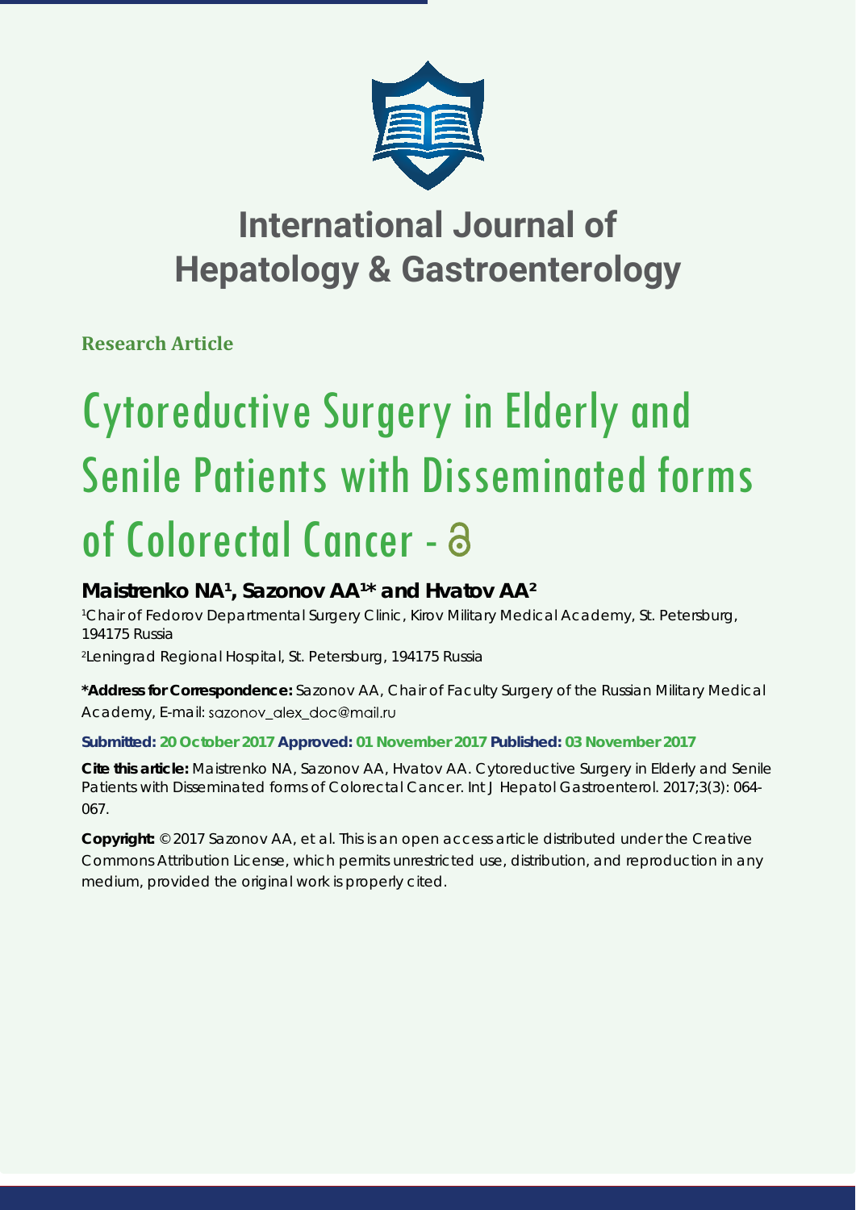# International Journal of Hepatology & Gastroenterology

**Research Article**

# Cytoreductive Surgery in Elderly and Senile Patients with Disseminated forms of Colorectal Cancer -

**Maistrenko NA[1], Sazonov AA[1]* and Hvatov AA[2]**

[1]Chair of Fedorov Departmental Surgery Clinic, Kirov Military Medical Academy, St. Petersburg, 194175 Russia

[2]Leningrad Regional Hospital, St. Petersburg, 194175 Russia

**\*Address for Correspondence:** Sazonov AA, Chair of Faculty Surgery of the Russian Military Medical Academy, E-mail: sazonov_alex_doc@mail.ru

**Submitted: 20 October 2017 Approved: 01 November 2017 Published: 03 November 2017**

**Cite this article:** Maistrenko NA, Sazonov AA, Hvatov AA. Cytoreductive Surgery in Elderly and Senile Patients with Disseminated forms of Colorectal Cancer. Int J Hepatol Gastroenterol. 2017;3(3): 064-067.

**Copyright:** © 2017 Sazonov AA, et al. This is an open access article distributed under the Creative Commons Attribution License, which permits unrestricted use, distribution, and reproduction in any medium, provided the original work is properly cited.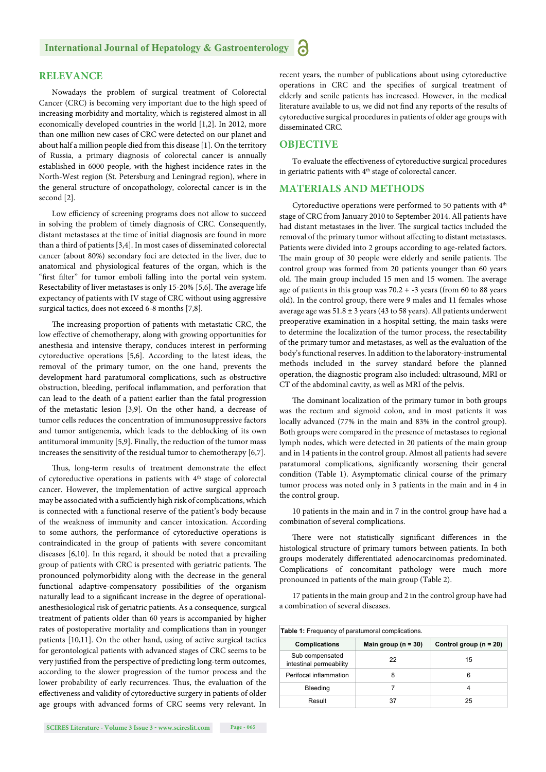## RELEVANCE

Nowadays the problem of surgical treatment of Colorectal Cancer (CRC) is becoming very important due to the high speed of increasing morbidity and mortality, which is registered almost in all economically developed countries in the world [1,2]. In 2012, more than one million new cases of CRC were detected on our planet and about half a million people died from this disease [1]. On the territory of Russia, a primary diagnosis of colorectal cancer is annually established in 6000 people, with the highest incidence rates in the North-West region (St. Petersburg and Leningrad region), where in the general structure of oncopathology, colorectal cancer is in the second [2].

Low efficiency of screening programs does not allow to succeed in solving the problem of timely diagnosis of CRC. Consequently, distant metastases at the time of initial diagnosis are found in more than a third of patients [3,4]. In most cases of disseminated colorectal cancer (about 80%) secondary foci are detected in the liver, due to anatomical and physiological features of the organ, which is the "first filter" for tumor emboli falling into the portal vein system. Resectability of liver metastases is only 15-20% [5,6]. The average life expectancy of patients with IV stage of CRC without using aggressive surgical tactics, does not exceed 6-8 months [7,8].

The increasing proportion of patients with metastatic CRC, the low effective of chemotherapy, along with growing opportunities for anesthesia and intensive therapy, conduces interest in performing cytoreductive operations [5,6]. According to the latest ideas, the removal of the primary tumor, on the one hand, prevents the development hard paratumoral complications, such as obstructive obstruction, bleeding, perifocal inflammation, and perforation that can lead to the death of a patient earlier than the fatal progression of the metastatic lesion [3,9]. On the other hand, a decrease of tumor cells reduces the concentration of immunosuppressive factors and tumor antigenemia, which leads to the deblocking of its own antitumoral immunity [5,9]. Finally, the reduction of the tumor mass increases the sensitivity of the residual tumor to chemotherapy [6,7].

Thus, long-term results of treatment demonstrate the effect of cytoreductive operations in patients with 4th stage of colorectal cancer. However, the implementation of active surgical approach may be associated with a sufficiently high risk of complications, which is connected with a functional reserve of the patient's body because of the weakness of immunity and cancer intoxication. According to some authors, the performance of cytoreductive operations is contraindicated in the group of patients with severe concomitant diseases [6,10]. In this regard, it should be noted that a prevailing group of patients with CRC is presented with geriatric patients. The pronounced polymorbidity along with the decrease in the general functional adaptive-compensatory possibilities of the organism naturally lead to a significant increase in the degree of operational-anesthesiological risk of geriatric patients. As a consequence, surgical treatment of patients older than 60 years is accompanied by higher rates of postoperative mortality and complications than in younger patients [10,11]. On the other hand, using of active surgical tactics for gerontological patients with advanced stages of CRC seems to be very justified from the perspective of predicting long-term outcomes, according to the slower progression of the tumor process and the lower probability of early recurrences. Thus, the evaluation of the effectiveness and validity of cytoreductive surgery in patients of older age groups with advanced forms of CRC seems very relevant. In recent years, the number of publications about using cytoreductive operations in CRC and the specifies of surgical treatment of elderly and senile patients has increased. However, in the medical literature available to us, we did not find any reports of the results of cytoreductive surgical procedures in patients of older age groups with disseminated CRC.

## OBJECTIVE

To evaluate the effectiveness of cytoreductive surgical procedures in geriatric patients with 4th stage of colorectal cancer.

## MATERIALS AND METHODS

Cytoreductive operations were performed to 50 patients with 4th stage of CRC from January 2010 to September 2014. All patients have had distant metastases in the liver. The surgical tactics included the removal of the primary tumor without affecting to distant metastases. Patients were divided into 2 groups according to age-related factors. The main group of 30 people were elderly and senile patients. The control group was formed from 20 patients younger than 60 years old. The main group included 15 men and 15 women. The average age of patients in this group was 70.2 + -3 years (from 60 to 88 years old). In the control group, there were 9 males and 11 females whose average age was 51.8 ± 3 years (43 to 58 years). All patients underwent preoperative examination in a hospital setting, the main tasks were to determine the localization of the tumor process, the resectability of the primary tumor and metastases, as well as the evaluation of the body's functional reserves. In addition to the laboratory-instrumental methods included in the survey standard before the planned operation, the diagnostic program also included: ultrasound, MRI or CT of the abdominal cavity, as well as MRI of the pelvis.

The dominant localization of the primary tumor in both groups was the rectum and sigmoid colon, and in most patients it was locally advanced (77% in the main and 83% in the control group). Both groups were compared in the presence of metastases to regional lymph nodes, which were detected in 20 patients of the main group and in 14 patients in the control group. Almost all patients had severe paratumoral complications, significantly worsening their general condition (Table 1). Asymptomatic clinical course of the primary tumor process was noted only in 3 patients in the main and in 4 in the control group.

10 patients in the main and in 7 in the control group have had a combination of several complications.

There were not statistically significant differences in the histological structure of primary tumors between patients. In both groups moderately differentiated adenocarcinomas predominated. Complications of concomitant pathology were much more pronounced in patients of the main group (Table 2).

17 patients in the main group and 2 in the control group have had a combination of several diseases.

**Table 1:** Frequency of paratumoral complications.

| Complications | Main group (n = 30) | Control group (n = 20) |
|---|---|---|
| Sub compensated intestinal permeability | 22 | 15 |
| Perifocal inflammation | 8 | 6 |
| Bleeding | 7 | 4 |
| Result | 37 | 25 |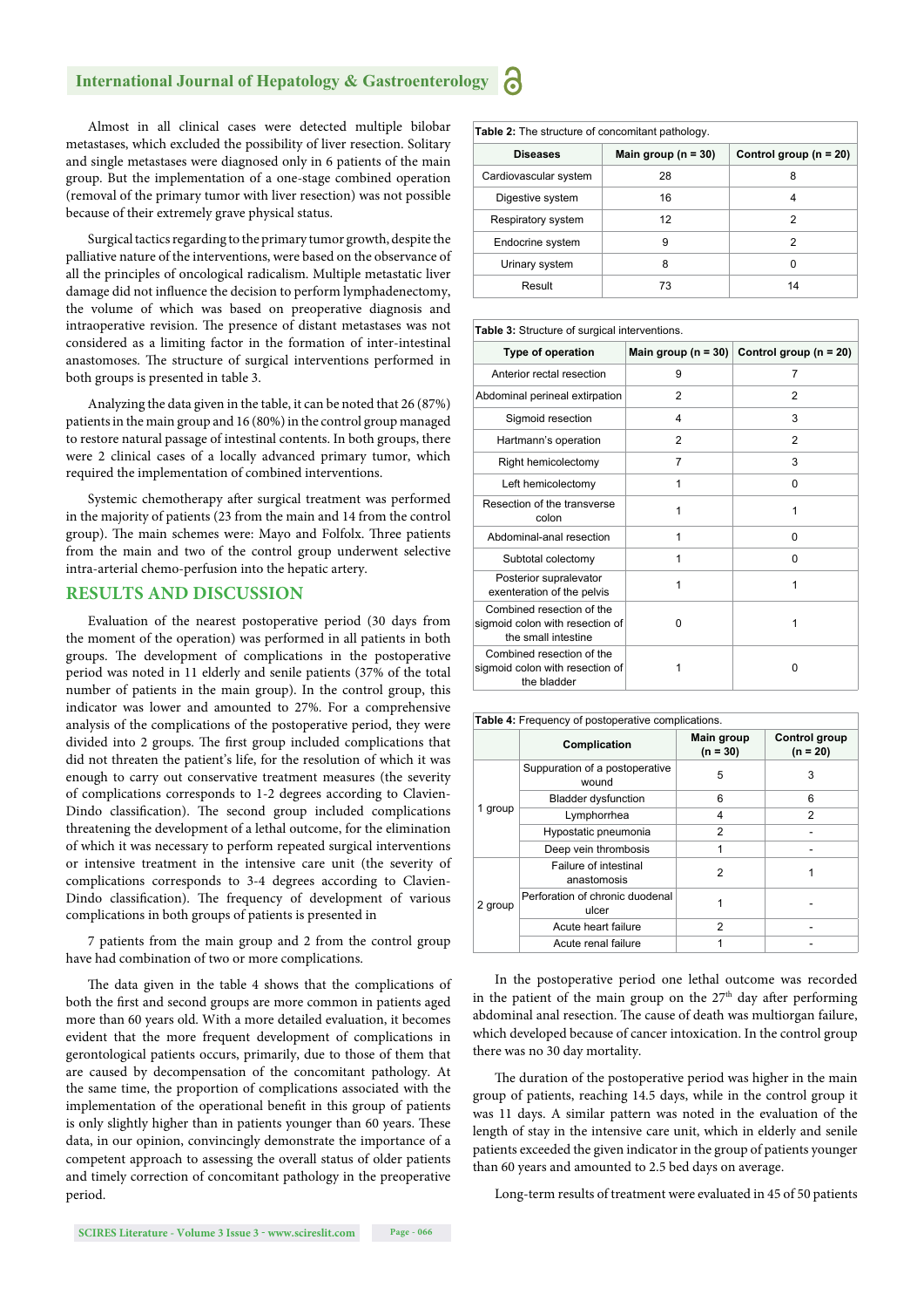Almost in all clinical cases were detected multiple bilobar metastases, which excluded the possibility of liver resection. Solitary and single metastases were diagnosed only in 6 patients of the main group. But the implementation of a one-stage combined operation (removal of the primary tumor with liver resection) was not possible because of their extremely grave physical status.

Surgical tactics regarding to the primary tumor growth, despite the palliative nature of the interventions, were based on the observance of all the principles of oncological radicalism. Multiple metastatic liver damage did not influence the decision to perform lymphadenectomy, the volume of which was based on preoperative diagnosis and intraoperative revision. The presence of distant metastases was not considered as a limiting factor in the formation of inter-intestinal anastomoses. The structure of surgical interventions performed in both groups is presented in table 3.

Analyzing the data given in the table, it can be noted that 26 (87%) patients in the main group and 16 (80%) in the control group managed to restore natural passage of intestinal contents. In both groups, there were 2 clinical cases of a locally advanced primary tumor, which required the implementation of combined interventions.

Systemic chemotherapy after surgical treatment was performed in the majority of patients (23 from the main and 14 from the control group). The main schemes were: Mayo and Folfox. Three patients from the main and two of the control group underwent selective intra-arterial chemo-perfusion into the hepatic artery.

**Table 2:** The structure of concomitant pathology.

| Diseases | Main group (n = 30) | Control group (n = 20) |
|---|---|---|
| Cardiovascular system | 28 | 8 |
| Digestive system | 16 | 4 |
| Respiratory system | 12 | 2 |
| Endocrine system | 9 | 2 |
| Urinary system | 8 | 0 |
| Result | 73 | 14 |

**Table 3:** Structure of surgical interventions.

| Type of operation | Main group (n = 30) | Control group (n = 20) |
|---|---|---|
| Anterior rectal resection | 9 | 7 |
| Abdominal perineal extirpation | 2 | 2 |
| Sigmoid resection | 4 | 3 |
| Hartmann's operation | 2 | 2 |
| Right hemicolectomy | 7 | 3 |
| Left hemicolectomy | 1 | 0 |
| Resection of the transverse colon | 1 | 1 |
| Abdominal-anal resection | 1 | 0 |
| Subtotal colectomy | 1 | 0 |
| Posterior supralevator exenteration of the pelvis | 1 | 1 |
| Combined resection of the sigmoid colon with resection of the small intestine | 0 | 1 |
| Combined resection of the sigmoid colon with resection of the bladder | 1 | 0 |

## RESULTS AND DISCUSSION

Evaluation of the nearest postoperative period (30 days from the moment of the operation) was performed in all patients in both groups. The development of complications in the postoperative period was noted in 11 elderly and senile patients (37% of the total number of patients in the main group). In the control group, this indicator was lower and amounted to 27%. For a comprehensive analysis of the complications of the postoperative period, they were divided into 2 groups. The first group included complications that did not threaten the patient's life, for the resolution of which it was enough to carry out conservative treatment measures (the severity of complications corresponds to 1-2 degrees according to Clavien-Dindo classification). The second group included complications threatening the development of a lethal outcome, for the elimination of which it was necessary to perform repeated surgical interventions or intensive treatment in the intensive care unit (the severity of complications corresponds to 3-4 degrees according to Clavien-Dindo classification). The frequency of development of various complications in both groups of patients is presented in

7 patients from the main group and 2 from the control group have had combination of two or more complications.

The data given in the table 4 shows that the complications of both the first and second groups are more common in patients aged more than 60 years old. With a more detailed evaluation, it becomes evident that the more frequent development of complications in gerontological patients occurs, primarily, due to those of them that are caused by decompensation of the concomitant pathology. At the same time, the proportion of complications associated with the implementation of the operational benefit in this group of patients is only slightly higher than in patients younger than 60 years. These data, in our opinion, convincingly demonstrate the importance of a competent approach to assessing the overall status of older patients and timely correction of concomitant pathology in the preoperative period.

**Table 4:** Frequency of postoperative complications.

| | Complication | Main group (n = 30) | Control group (n = 20) |
|---|---|---|---|
| 1 group | Suppuration of a postoperative wound | 5 | 3 |
| | Bladder dysfunction | 6 | 6 |
| | Lymphorrhea | 4 | 2 |
| | Hypostatic pneumonia | 2 | - |
| | Deep vein thrombosis | 1 | - |
| 2 group | Failure of intestinal anastomosis | 2 | 1 |
| | Perforation of chronic duodenal ulcer | 1 | - |
| | Acute heart failure | 2 | - |
| | Acute renal failure | 1 | - |

In the postoperative period one lethal outcome was recorded in the patient of the main group on the 27$^{th}$ day after performing abdominal anal resection. The cause of death was multiorgan failure, which developed because of cancer intoxication. In the control group there was no 30 day mortality.

The duration of the postoperative period was higher in the main group of patients, reaching 14.5 days, while in the control group it was 11 days. A similar pattern was noted in the evaluation of the length of stay in the intensive care unit, which in elderly and senile patients exceeded the given indicator in the group of patients younger than 60 years and amounted to 2.5 bed days on average.

Long-term results of treatment were evaluated in 45 of 50 patients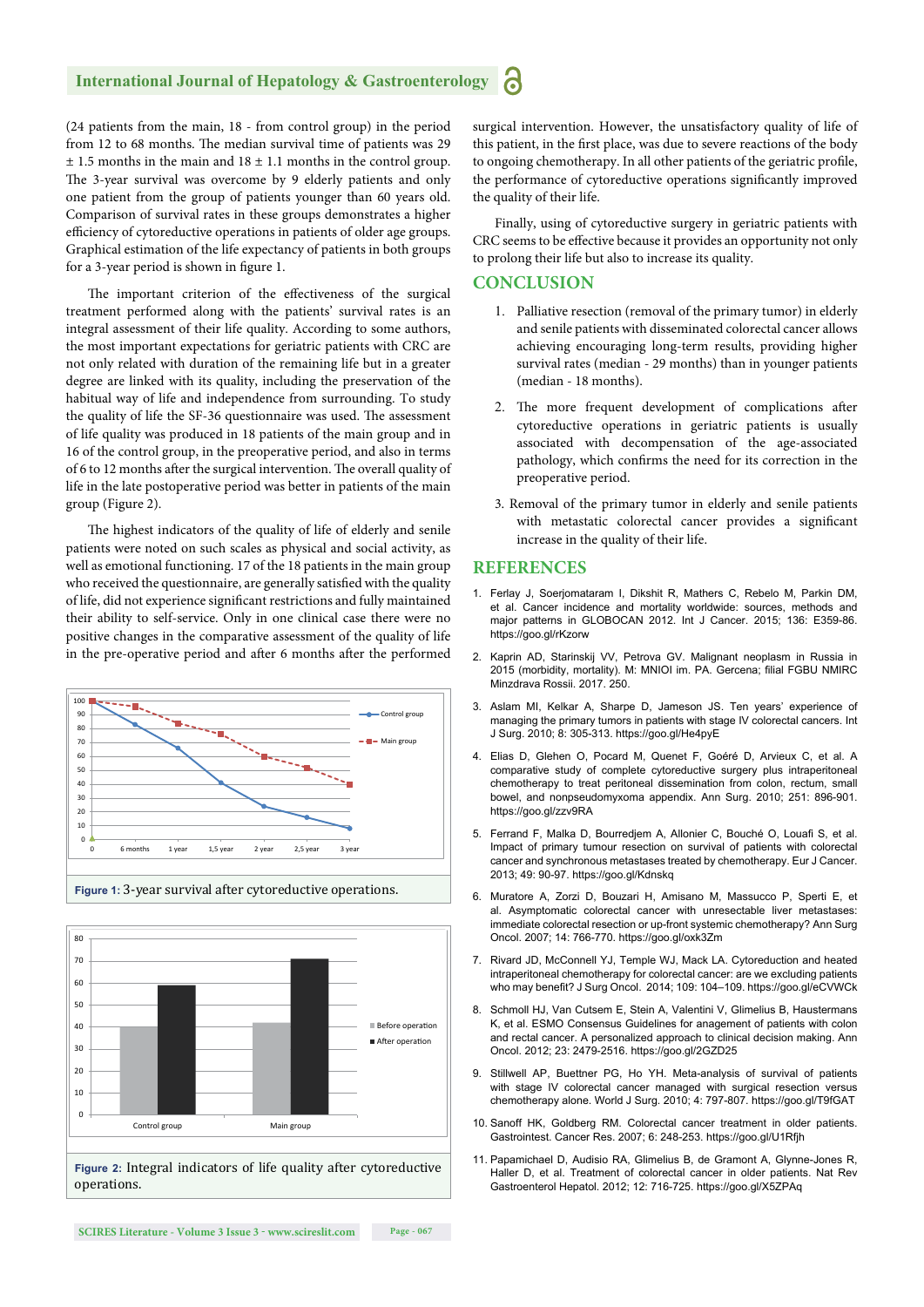(24 patients from the main, 18 - from control group) in the period from 12 to 68 months. The median survival time of patients was 29 ± 1.5 months in the main and 18 ± 1.1 months in the control group. The 3-year survival was overcome by 9 elderly patients and only one patient from the group of patients younger than 60 years old. Comparison of survival rates in these groups demonstrates a higher efficiency of cytoreductive operations in patients of older age groups. Graphical estimation of the life expectancy of patients in both groups for a 3-year period is shown in figure 1.

The important criterion of the effectiveness of the surgical treatment performed along with the patients' survival rates is an integral assessment of their life quality. According to some authors, the most important expectations for geriatric patients with CRC are not only related with duration of the remaining life but in a greater degree are linked with its quality, including the preservation of the habitual way of life and independence from surrounding. To study the quality of life the SF-36 questionnaire was used. The assessment of life quality was produced in 18 patients of the main group and in 16 of the control group, in the preoperative period, and also in terms of 6 to 12 months after the surgical intervention. The overall quality of life in the late postoperative period was better in patients of the main group (Figure 2).

The highest indicators of the quality of life of elderly and senile patients were noted on such scales as physical and social activity, as well as emotional functioning. 17 of the 18 patients in the main group who received the questionnaire, are generally satisfied with the quality of life, did not experience significant restrictions and fully maintained their ability to self-service. Only in one clinical case there were no positive changes in the comparative assessment of the quality of life in the pre-operative period and after 6 months after the performed

100
90
80
70
60
50
40
30
20
10
0
0
6 months
1 year
1,5 year
2 year
2,5 year
3 year
Control group
Main group

Figure 1: 3-year survival after cytoreductive operations.

80
70
60
50
40
30
20
10
0
Control group
Main group
Before operation
After operation

Figure 2: Integral indicators of life quality after cytoreductive operations.

surgical intervention. However, the unsatisfactory quality of life of this patient, in the first place, was due to severe reactions of the body to ongoing chemotherapy. In all other patients of the geriatric profile, the performance of cytoreductive operations significantly improved the quality of their life.

Finally, using of cytoreductive surgery in geriatric patients with CRC seems to be effective because it provides an opportunity not only to prolong their life but also to increase its quality.

## CONCLUSION

1. Palliative resection (removal of the primary tumor) in elderly and senile patients with disseminated colorectal cancer allows achieving encouraging long-term results, providing higher survival rates (median - 29 months) than in younger patients (median - 18 months).
2. The more frequent development of complications after cytoreductive operations in geriatric patients is usually associated with decompensation of the age-associated pathology, which confirms the need for its correction in the preoperative period.
3. Removal of the primary tumor in elderly and senile patients with metastatic colorectal cancer provides a significant increase in the quality of their life.

## REFERENCES

1. Ferlay J, Soerjomataram I, Dikshit R, Mathers C, Rebelo M, Parkin DM, et al. Cancer incidence and mortality worldwide: sources, methods and major patterns in GLOBOCAN 2012. Int J Cancer. 2015; 136: E359-86. https://goo.gl/rKzorw
2. Kaprin AD, Starinskij VV, Petrova GV. Malignant neoplasm in Russia in 2015 (morbidity, mortality). M: MNIOI im. PA. Gercena; filial FGBU NMIRC Minzdrava Rossii. 2017. 250.
3. Aslam MI, Kelkar A, Sharpe D, Jameson JS. Ten years' experience of managing the primary tumors in patients with stage IV colorectal cancers. Int J Surg. 2010; 8: 305-313. https://goo.gl/He4pyE
4. Elias D, Glehen O, Pocard M, Quenet F, Goéré D, Arvieux C, et al. A comparative study of complete cytoreductive surgery plus intraperitoneal chemotherapy to treat peritoneal dissemination from colon, rectum, small bowel, and nonpseudomyxoma appendix. Ann Surg. 2010; 251: 896-901. https://goo.gl/zzv9RA
5. Ferrand F, Malka D, Bourredjem A, Allonier C, Bouché O, Louafi S, et al. Impact of primary tumour resection on survival of patients with colorectal cancer and synchronous metastases treated by chemotherapy. Eur J Cancer. 2013; 49: 90-97. https://goo.gl/Kdnskq
6. Muratore A, Zorzi D, Bouzari H, Amisano M, Massucco P, Sperti E, et al. Asymptomatic colorectal cancer with unresectable liver metastases: immediate colorectal resection or up-front systemic chemotherapy? Ann Surg Oncol. 2007; 14: 766-770. https://goo.gl/oxk3Zm
7. Rivard JD, McConnell YJ, Temple WJ, Mack LA. Cytoreduction and heated intraperitoneal chemotherapy for colorectal cancer: are we excluding patients who may benefit? J Surg Oncol. 2014; 109: 104–109. https://goo.gl/eCVWCk
8. Schmoll HJ, Van Cutsem E, Stein A, Valentini V, Glimelius B, Haustermans K, et al. ESMO Consensus Guidelines for anagement of patients with colon and rectal cancer. A personalized approach to clinical decision making. Ann Oncol. 2012; 23: 2479-2516. https://goo.gl/2GZD25
9. Stillwell AP, Buettner PG, Ho YH. Meta-analysis of survival of patients with stage IV colorectal cancer managed with surgical resection versus chemotherapy alone. World J Surg. 2010; 4: 797-807. https://goo.gl/T9fGAT
10. Sanoff HK, Goldberg RM. Colorectal cancer treatment in older patients. Gastrointest. Cancer Res. 2007; 6: 248-253. https://goo.gl/U1Rfjh
11. Papamichael D, Audisio RA, Glimelius B, de Gramont A, Glynne-Jones R, Haller D, et al. Treatment of colorectal cancer in older patients. Nat Rev Gastroenterol Hepatol. 2012; 12: 716-725. https://goo.gl/X5ZPAq